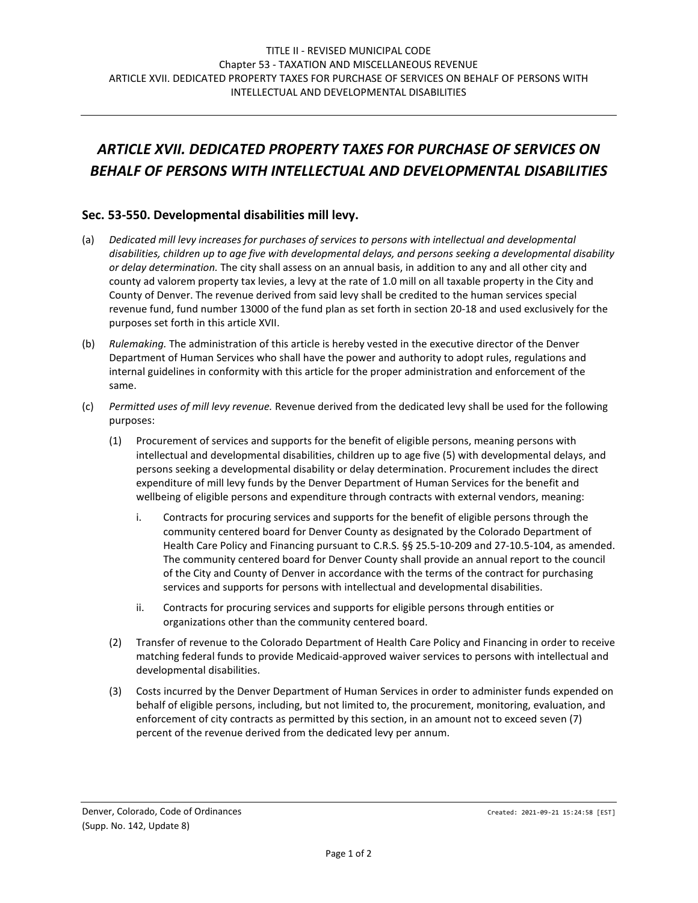# *ARTICLE XVII. DEDICATED PROPERTY TAXES FOR PURCHASE OF SERVICES ON BEHALF OF PERSONS WITH INTELLECTUAL AND DEVELOPMENTAL DISABILITIES*

## Sec. 53-550. Developmental disabilities mill levy.

(a) *Dedicated mill levy increases for purchases of services to persons with intellectual and developmental disabilities, children up to age five with developmental delays, and persons seeking a developmental disability or delay determination.* The city shall assess on an annual basis, in addition to any and all other city and county ad valorem property tax levies, a levy at the rate of 1.0 mill on all taxable property in the City and County of Denver. The revenue derived from said levy shall be credited to the human services special revenue fund, fund number 13000 of the fund plan as set forth in section 20-18 and used exclusively for the purposes set forth in this article XVII.

(b) *Rulemaking.* The administration of this article is hereby vested in the executive director of the Denver Department of Human Services who shall have the power and authority to adopt rules, regulations and internal guidelines in conformity with this article for the proper administration and enforcement of the same.

(c) *Permitted uses of mill levy revenue.* Revenue derived from the dedicated levy shall be used for the following purposes:

(1) Procurement of services and supports for the benefit of eligible persons, meaning persons with intellectual and developmental disabilities, children up to age five (5) with developmental delays, and persons seeking a developmental disability or delay determination. Procurement includes the direct expenditure of mill levy funds by the Denver Department of Human Services for the benefit and wellbeing of eligible persons and expenditure through contracts with external vendors, meaning:

i. Contracts for procuring services and supports for the benefit of eligible persons through the community centered board for Denver County as designated by the Colorado Department of Health Care Policy and Financing pursuant to C.R.S. §§ 25.5-10-209 and 27-10.5-104, as amended. The community centered board for Denver County shall provide an annual report to the council of the City and County of Denver in accordance with the terms of the contract for purchasing services and supports for persons with intellectual and developmental disabilities.

ii. Contracts for procuring services and supports for eligible persons through entities or organizations other than the community centered board.

(2) Transfer of revenue to the Colorado Department of Health Care Policy and Financing in order to receive matching federal funds to provide Medicaid-approved waiver services to persons with intellectual and developmental disabilities.

(3) Costs incurred by the Denver Department of Human Services in order to administer funds expended on behalf of eligible persons, including, but not limited to, the procurement, monitoring, evaluation, and enforcement of city contracts as permitted by this section, in an amount not to exceed seven (7) percent of the revenue derived from the dedicated levy per annum.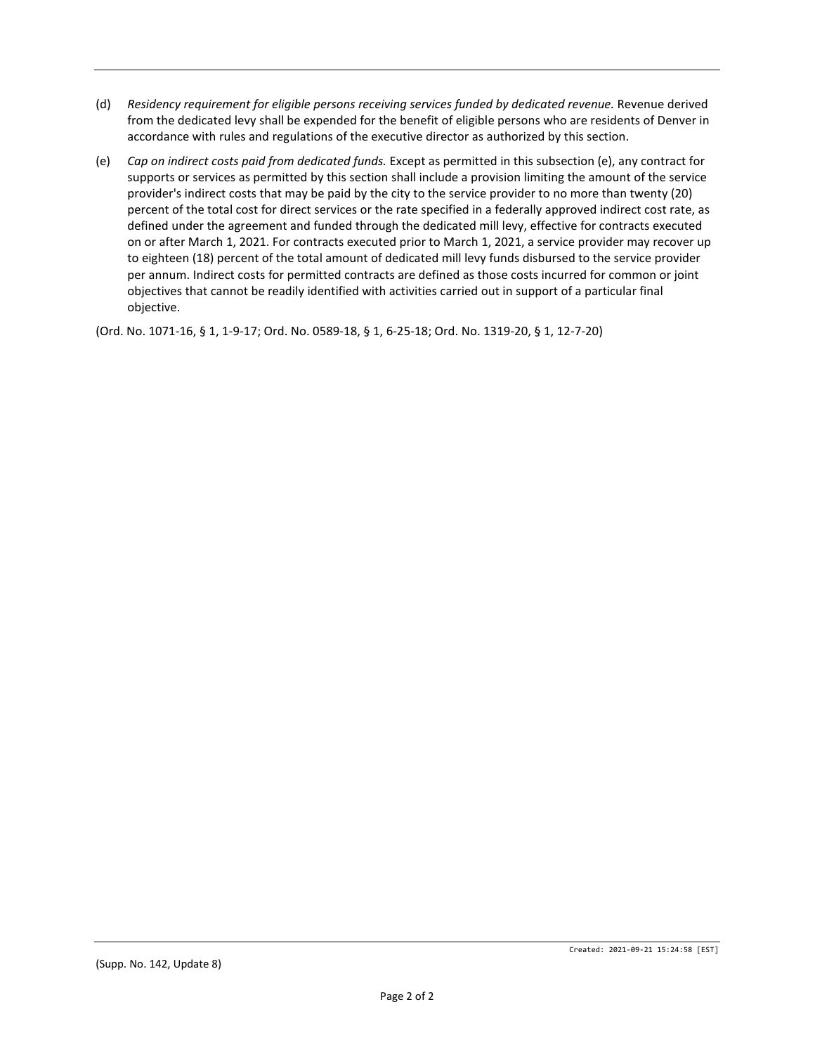(d) *Residency requirement for eligible persons receiving services funded by dedicated revenue.* Revenue derived from the dedicated levy shall be expended for the benefit of eligible persons who are residents of Denver in accordance with rules and regulations of the executive director as authorized by this section.

(e) *Cap on indirect costs paid from dedicated funds.* Except as permitted in this subsection (e), any contract for supports or services as permitted by this section shall include a provision limiting the amount of the service provider's indirect costs that may be paid by the city to the service provider to no more than twenty (20) percent of the total cost for direct services or the rate specified in a federally approved indirect cost rate, as defined under the agreement and funded through the dedicated mill levy, effective for contracts executed on or after March 1, 2021. For contracts executed prior to March 1, 2021, a service provider may recover up to eighteen (18) percent of the total amount of dedicated mill levy funds disbursed to the service provider per annum. Indirect costs for permitted contracts are defined as those costs incurred for common or joint objectives that cannot be readily identified with activities carried out in support of a particular final objective.

(Ord. No. 1071-16, § 1, 1-9-17; Ord. No. 0589-18, § 1, 6-25-18; Ord. No. 1319-20, § 1, 12-7-20)